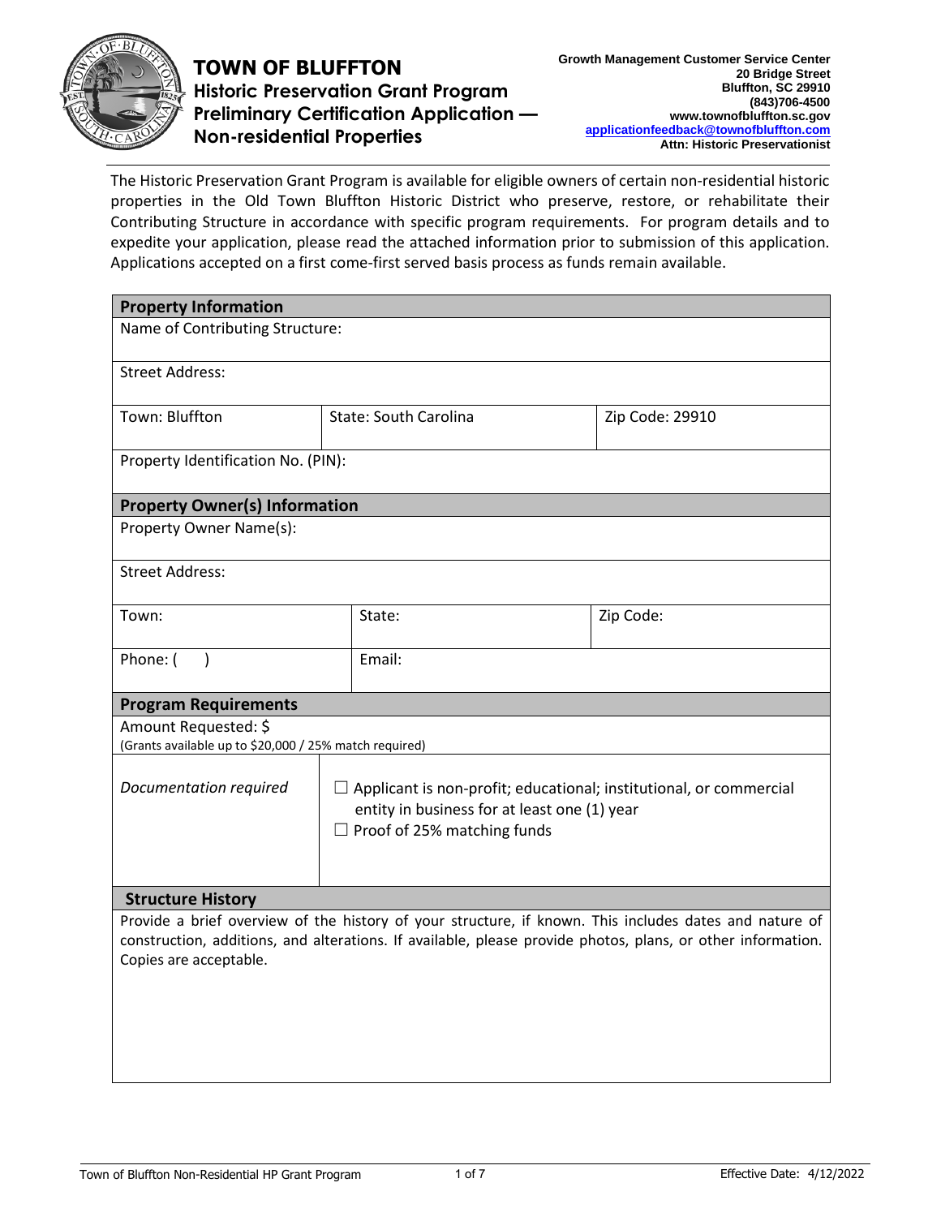# TOWN OF BLUFFTON

## Historic Preservation Grant Program Preliminary Certification Application — Non-residential Properties

**Growth Management Customer Service Center**
**20 Bridge Street**
**Bluffton, SC 29910**
**(843)706-4500**
**www.townofbluffton.sc.gov**
**applicationfeedback@townofbluffton.com**
**Attn: Historic Preservationist**

The Historic Preservation Grant Program is available for eligible owners of certain non-residential historic properties in the Old Town Bluffton Historic District who preserve, restore, or rehabilitate their Contributing Structure in accordance with specific program requirements. For program details and to expedite your application, please read the attached information prior to submission of this application. Applications accepted on a first come-first served basis process as funds remain available.

| **Property Information** | | |
|---|---|---|
| Name of Contributing Structure: | | |
| Street Address: | | |
| Town: Bluffton | State: South Carolina | Zip Code: 29910 |
| Property Identification No. (PIN): | | |

| **Property Owner(s) Information** | | |
|---|---|---|
| Property Owner Name(s): | | |
| Street Address: | | |
| Town: | State: | Zip Code: |
| Phone: (     ) | Email: | |

| **Program Requirements** | |
|---|---|
| Amount Requested: $<br>(Grants available up to $20,000 / 25% match required) | |
| *Documentation required* | ☐ Applicant is non-profit; educational; institutional, or commercial entity in business for at least one (1) year<br>☐ Proof of 25% matching funds |

| **Structure History** |
|---|
| Provide a brief overview of the history of your structure, if known. This includes dates and nature of construction, additions, and alterations. If available, please provide photos, plans, or other information. Copies are acceptable. |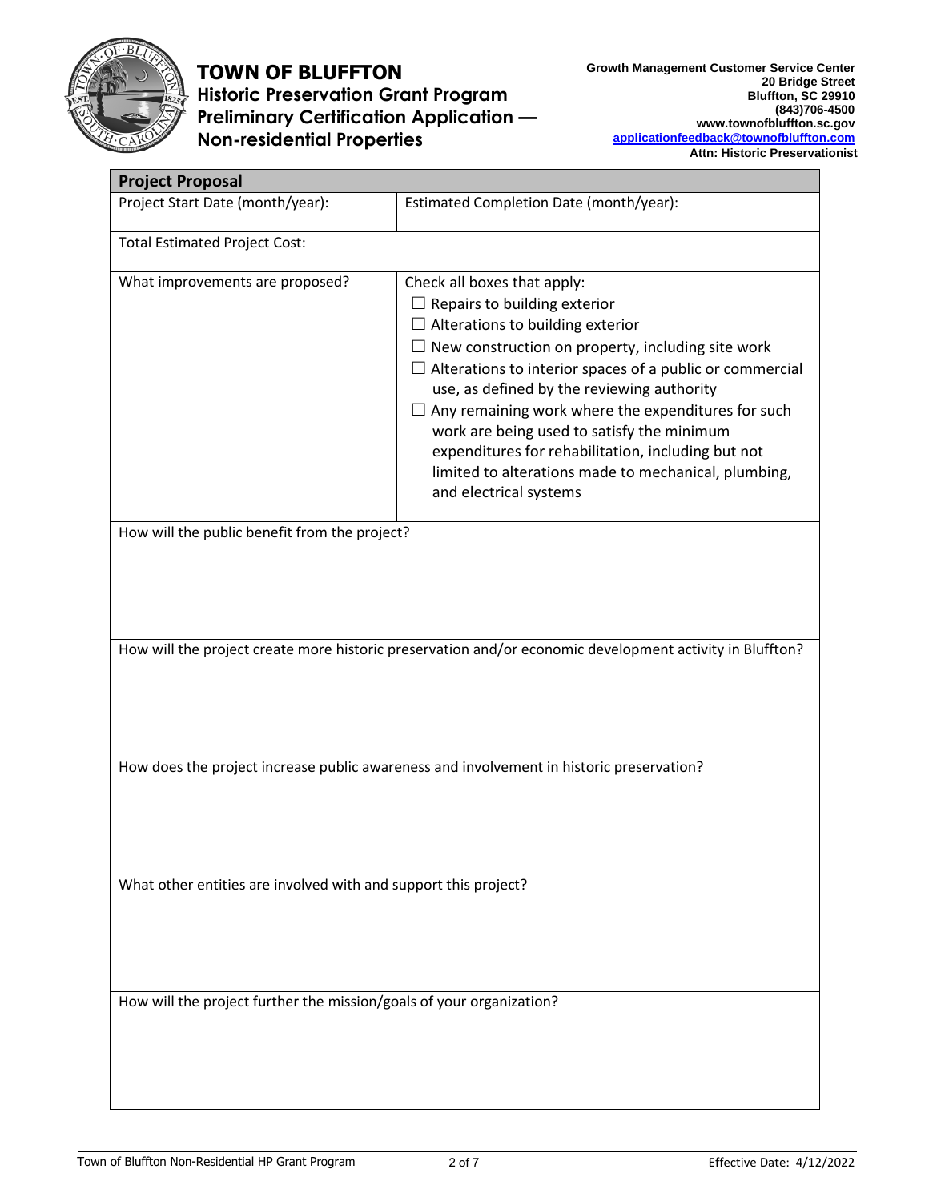# TOWN OF BLUFFTON

## Historic Preservation Grant Program Preliminary Certification Application — Non-residential Properties

**Growth Management Customer Service Center**
**20 Bridge Street**
**Bluffton, SC 29910**
**(843)706-4500**
**www.townofbluffton.sc.gov**
**applicationfeedback@townofbluffton.com**
**Attn: Historic Preservationist**

| **Project Proposal** | |
|---|---|
| Project Start Date (month/year): | Estimated Completion Date (month/year): |
| Total Estimated Project Cost: | |
| What improvements are proposed? | Check all boxes that apply:<br>☐ Repairs to building exterior<br>☐ Alterations to building exterior<br>☐ New construction on property, including site work<br>☐ Alterations to interior spaces of a public or commercial use, as defined by the reviewing authority<br>☐ Any remaining work where the expenditures for such work are being used to satisfy the minimum expenditures for rehabilitation, including but not limited to alterations made to mechanical, plumbing, and electrical systems |
| How will the public benefit from the project? | |
| How will the project create more historic preservation and/or economic development activity in Bluffton? | |
| How does the project increase public awareness and involvement in historic preservation? | |
| What other entities are involved with and support this project? | |
| How will the project further the mission/goals of your organization? | |

Town of Bluffton Non-Residential HP Grant Program — Effective Date: 4/12/2022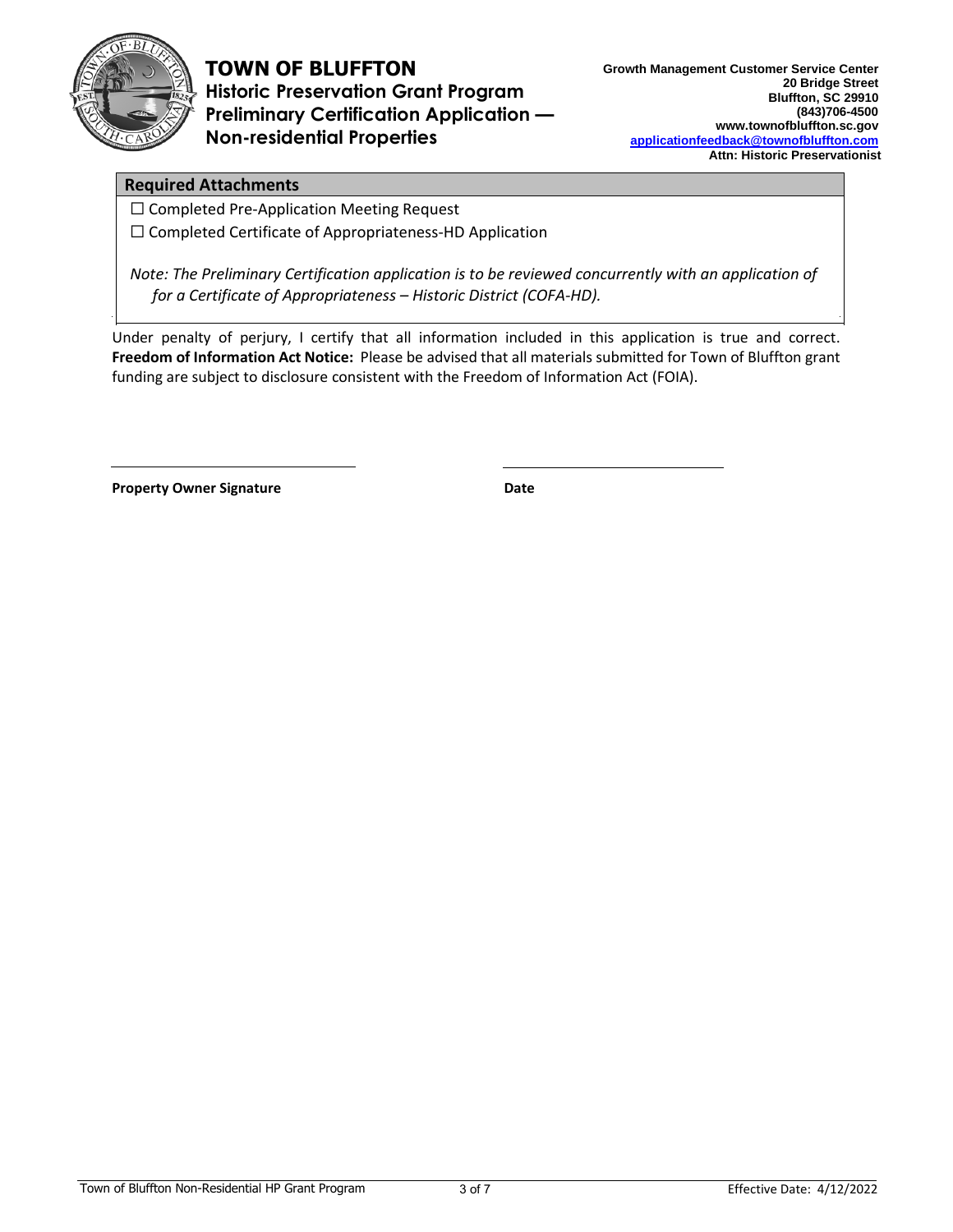# TOWN OF BLUFFTON

**Historic Preservation Grant Program**
**Preliminary Certification Application — Non-residential Properties**

**Growth Management Customer Service Center**
**20 Bridge Street**
**Bluffton, SC 29910**
**(843)706-4500**
**www.townofbluffton.sc.gov**
**applicationfeedback@townofbluffton.com**
**Attn: Historic Preservationist**

## Required Attachments

☐ Completed Pre-Application Meeting Request

☐ Completed Certificate of Appropriateness-HD Application

*Note: The Preliminary Certification application is to be reviewed concurrently with an application of for a Certificate of Appropriateness – Historic District (COFA-HD).*

Under penalty of perjury, I certify that all information included in this application is true and correct. **Freedom of Information Act Notice:** Please be advised that all materials submitted for Town of Bluffton grant funding are subject to disclosure consistent with the Freedom of Information Act (FOIA).

______________________________ ______________________________

**Property Owner Signature** **Date**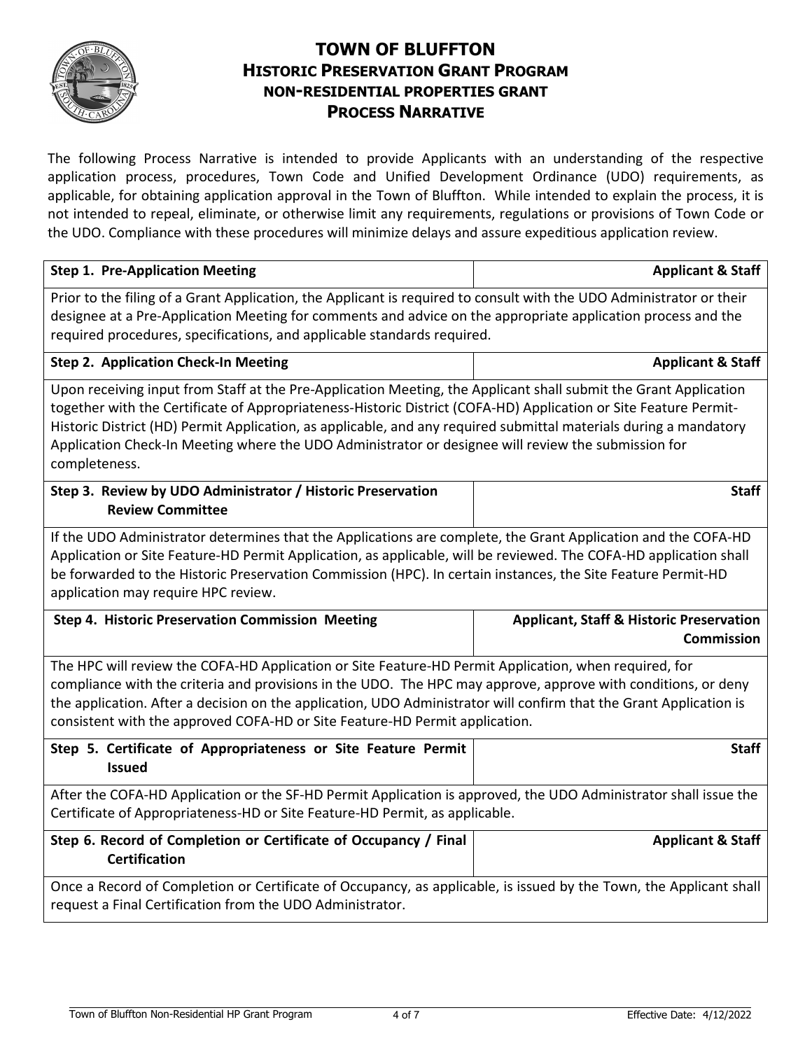# TOWN OF BLUFFTON

## HISTORIC PRESERVATION GRANT PROGRAM

### NON-RESIDENTIAL PROPERTIES GRANT

### PROCESS NARRATIVE

The following Process Narrative is intended to provide Applicants with an understanding of the respective application process, procedures, Town Code and Unified Development Ordinance (UDO) requirements, as applicable, for obtaining application approval in the Town of Bluffton. While intended to explain the process, it is not intended to repeal, eliminate, or otherwise limit any requirements, regulations or provisions of Town Code or the UDO. Compliance with these procedures will minimize delays and assure expeditious application review.

| **Step 1. Pre-Application Meeting** | **Applicant & Staff** |
|---|---|
| Prior to the filing of a Grant Application, the Applicant is required to consult with the UDO Administrator or their designee at a Pre-Application Meeting for comments and advice on the appropriate application process and the required procedures, specifications, and applicable standards required. | |
| **Step 2. Application Check-In Meeting** | **Applicant & Staff** |
| Upon receiving input from Staff at the Pre-Application Meeting, the Applicant shall submit the Grant Application together with the Certificate of Appropriateness-Historic District (COFA-HD) Application or Site Feature Permit-Historic District (HD) Permit Application, as applicable, and any required submittal materials during a mandatory Application Check-In Meeting where the UDO Administrator or designee will review the submission for completeness. | |
| **Step 3. Review by UDO Administrator / Historic Preservation Review Committee** | **Staff** |
| If the UDO Administrator determines that the Applications are complete, the Grant Application and the COFA-HD Application or Site Feature-HD Permit Application, as applicable, will be reviewed. The COFA-HD application shall be forwarded to the Historic Preservation Commission (HPC). In certain instances, the Site Feature Permit-HD application may require HPC review. | |
| **Step 4. Historic Preservation Commission Meeting** | **Applicant, Staff & Historic Preservation Commission** |
| The HPC will review the COFA-HD Application or Site Feature-HD Permit Application, when required, for compliance with the criteria and provisions in the UDO. The HPC may approve, approve with conditions, or deny the application. After a decision on the application, UDO Administrator will confirm that the Grant Application is consistent with the approved COFA-HD or Site Feature-HD Permit application. | |
| **Step 5. Certificate of Appropriateness or Site Feature Permit Issued** | **Staff** |
| After the COFA-HD Application or the SF-HD Permit Application is approved, the UDO Administrator shall issue the Certificate of Appropriateness-HD or Site Feature-HD Permit, as applicable. | |
| **Step 6. Record of Completion or Certificate of Occupancy / Final Certification** | **Applicant & Staff** |
| Once a Record of Completion or Certificate of Occupancy, as applicable, is issued by the Town, the Applicant shall request a Final Certification from the UDO Administrator. | |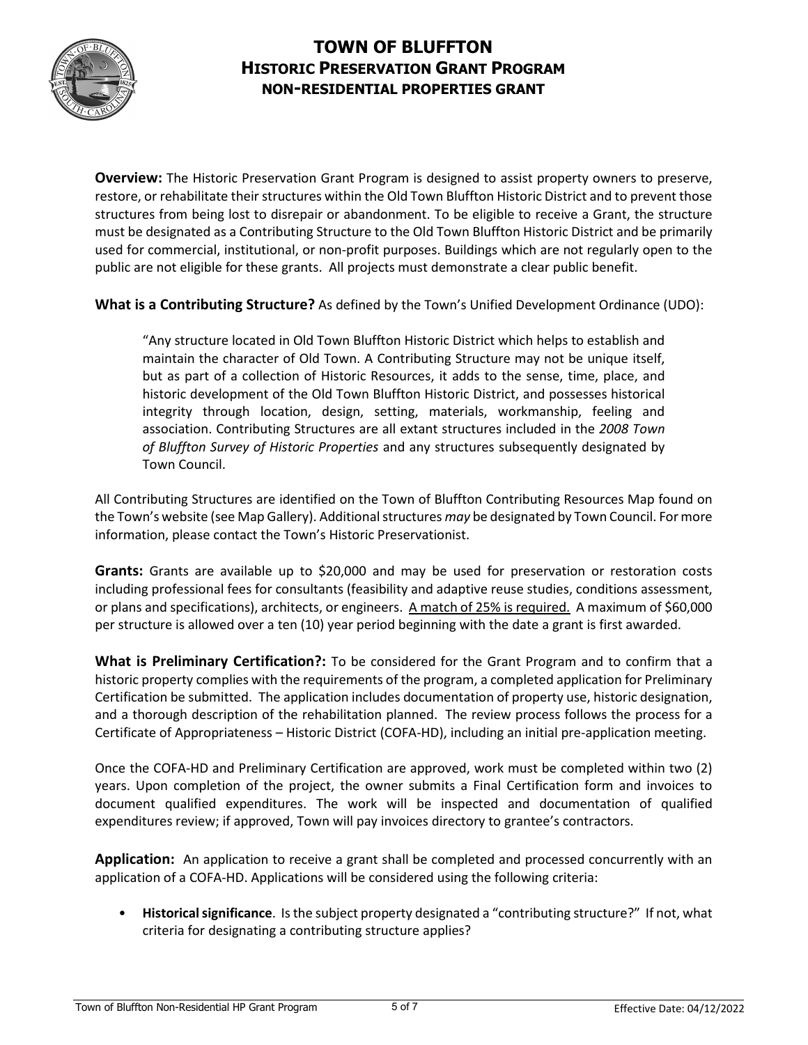# TOWN OF BLUFFTON
## HISTORIC PRESERVATION GRANT PROGRAM
### NON-RESIDENTIAL PROPERTIES GRANT

**Overview:** The Historic Preservation Grant Program is designed to assist property owners to preserve, restore, or rehabilitate their structures within the Old Town Bluffton Historic District and to prevent those structures from being lost to disrepair or abandonment. To be eligible to receive a Grant, the structure must be designated as a Contributing Structure to the Old Town Bluffton Historic District and be primarily used for commercial, institutional, or non-profit purposes. Buildings which are not regularly open to the public are not eligible for these grants. All projects must demonstrate a clear public benefit.

**What is a Contributing Structure?** As defined by the Town's Unified Development Ordinance (UDO):

> "Any structure located in Old Town Bluffton Historic District which helps to establish and maintain the character of Old Town. A Contributing Structure may not be unique itself, but as part of a collection of Historic Resources, it adds to the sense, time, place, and historic development of the Old Town Bluffton Historic District, and possesses historical integrity through location, design, setting, materials, workmanship, feeling and association. Contributing Structures are all extant structures included in the *2008 Town of Bluffton Survey of Historic Properties* and any structures subsequently designated by Town Council.

All Contributing Structures are identified on the Town of Bluffton Contributing Resources Map found on the Town's website (see Map Gallery). Additional structures *may* be designated by Town Council. For more information, please contact the Town's Historic Preservationist.

**Grants:** Grants are available up to $20,000 and may be used for preservation or restoration costs including professional fees for consultants (feasibility and adaptive reuse studies, conditions assessment, or plans and specifications), architects, or engineers. A match of 25% is required. A maximum of $60,000 per structure is allowed over a ten (10) year period beginning with the date a grant is first awarded.

**What is Preliminary Certification?:** To be considered for the Grant Program and to confirm that a historic property complies with the requirements of the program, a completed application for Preliminary Certification be submitted. The application includes documentation of property use, historic designation, and a thorough description of the rehabilitation planned. The review process follows the process for a Certificate of Appropriateness – Historic District (COFA-HD), including an initial pre-application meeting.

Once the COFA-HD and Preliminary Certification are approved, work must be completed within two (2) years. Upon completion of the project, the owner submits a Final Certification form and invoices to document qualified expenditures. The work will be inspected and documentation of qualified expenditures review; if approved, Town will pay invoices directory to grantee's contractors.

**Application:** An application to receive a grant shall be completed and processed concurrently with an application of a COFA-HD. Applications will be considered using the following criteria:

- **Historical significance**. Is the subject property designated a "contributing structure?" If not, what criteria for designating a contributing structure applies?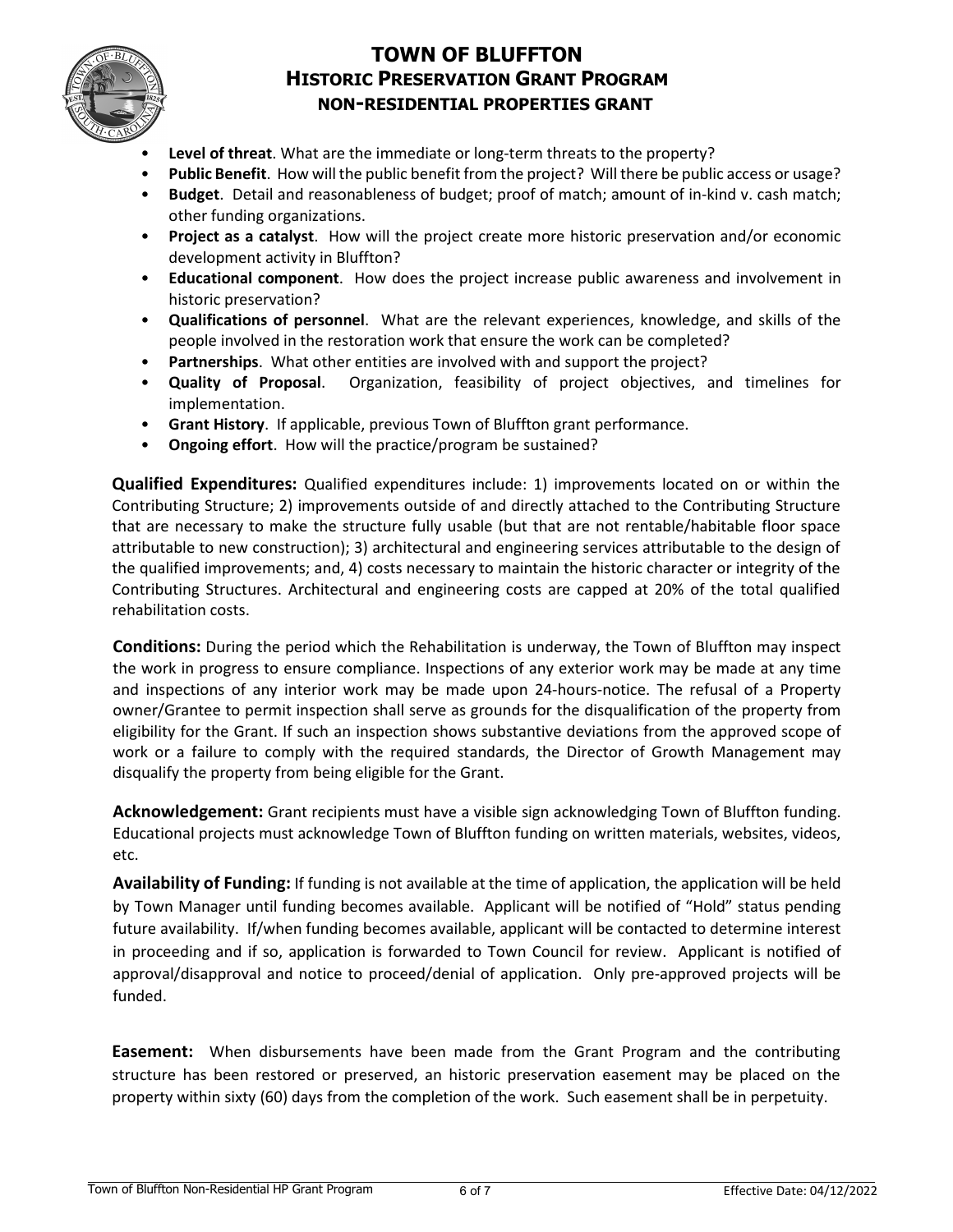- **Level of threat**. What are the immediate or long-term threats to the property?
- **Public Benefit**. How will the public benefit from the project? Will there be public access or usage?
- **Budget**. Detail and reasonableness of budget; proof of match; amount of in-kind v. cash match; other funding organizations.
- **Project as a catalyst**. How will the project create more historic preservation and/or economic development activity in Bluffton?
- **Educational component**. How does the project increase public awareness and involvement in historic preservation?
- **Qualifications of personnel**. What are the relevant experiences, knowledge, and skills of the people involved in the restoration work that ensure the work can be completed?
- **Partnerships**. What other entities are involved with and support the project?
- **Quality of Proposal**. Organization, feasibility of project objectives, and timelines for implementation.
- **Grant History**. If applicable, previous Town of Bluffton grant performance.
- **Ongoing effort**. How will the practice/program be sustained?

**Qualified Expenditures:** Qualified expenditures include: 1) improvements located on or within the Contributing Structure; 2) improvements outside of and directly attached to the Contributing Structure that are necessary to make the structure fully usable (but that are not rentable/habitable floor space attributable to new construction); 3) architectural and engineering services attributable to the design of the qualified improvements; and, 4) costs necessary to maintain the historic character or integrity of the Contributing Structures. Architectural and engineering costs are capped at 20% of the total qualified rehabilitation costs.

**Conditions:** During the period which the Rehabilitation is underway, the Town of Bluffton may inspect the work in progress to ensure compliance. Inspections of any exterior work may be made at any time and inspections of any interior work may be made upon 24-hours-notice. The refusal of a Property owner/Grantee to permit inspection shall serve as grounds for the disqualification of the property from eligibility for the Grant. If such an inspection shows substantive deviations from the approved scope of work or a failure to comply with the required standards, the Director of Growth Management may disqualify the property from being eligible for the Grant.

**Acknowledgement:** Grant recipients must have a visible sign acknowledging Town of Bluffton funding. Educational projects must acknowledge Town of Bluffton funding on written materials, websites, videos, etc.

**Availability of Funding:** If funding is not available at the time of application, the application will be held by Town Manager until funding becomes available. Applicant will be notified of "Hold" status pending future availability. If/when funding becomes available, applicant will be contacted to determine interest in proceeding and if so, application is forwarded to Town Council for review. Applicant is notified of approval/disapproval and notice to proceed/denial of application. Only pre-approved projects will be funded.

**Easement:** When disbursements have been made from the Grant Program and the contributing structure has been restored or preserved, an historic preservation easement may be placed on the property within sixty (60) days from the completion of the work. Such easement shall be in perpetuity.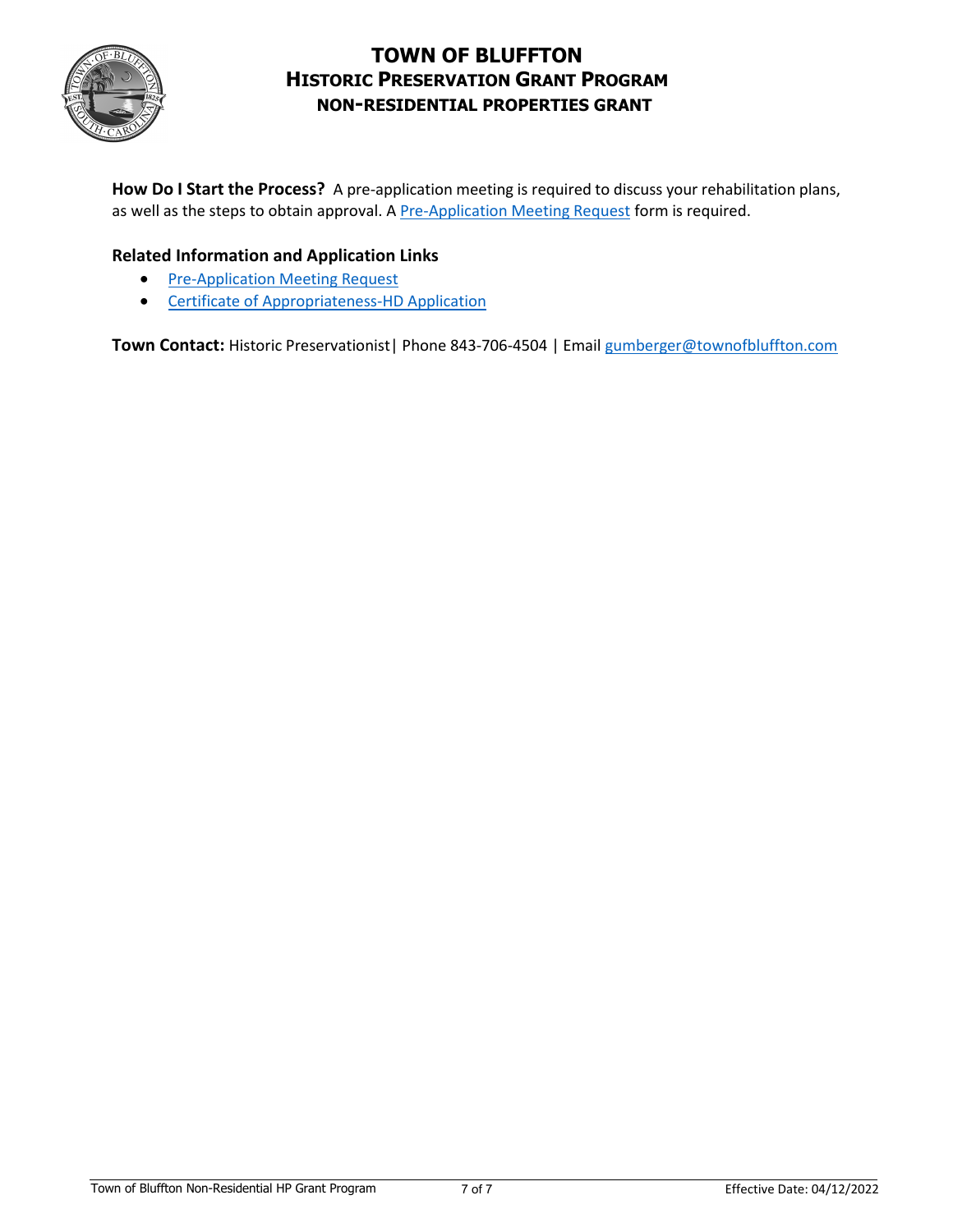**How Do I Start the Process?** A pre-application meeting is required to discuss your rehabilitation plans, as well as the steps to obtain approval. A Pre-Application Meeting Request form is required.

### Related Information and Application Links

- Pre-Application Meeting Request
- Certificate of Appropriateness-HD Application

**Town Contact:** Historic Preservationist| Phone 843-706-4504 | Email gumberger@townofbluffton.com